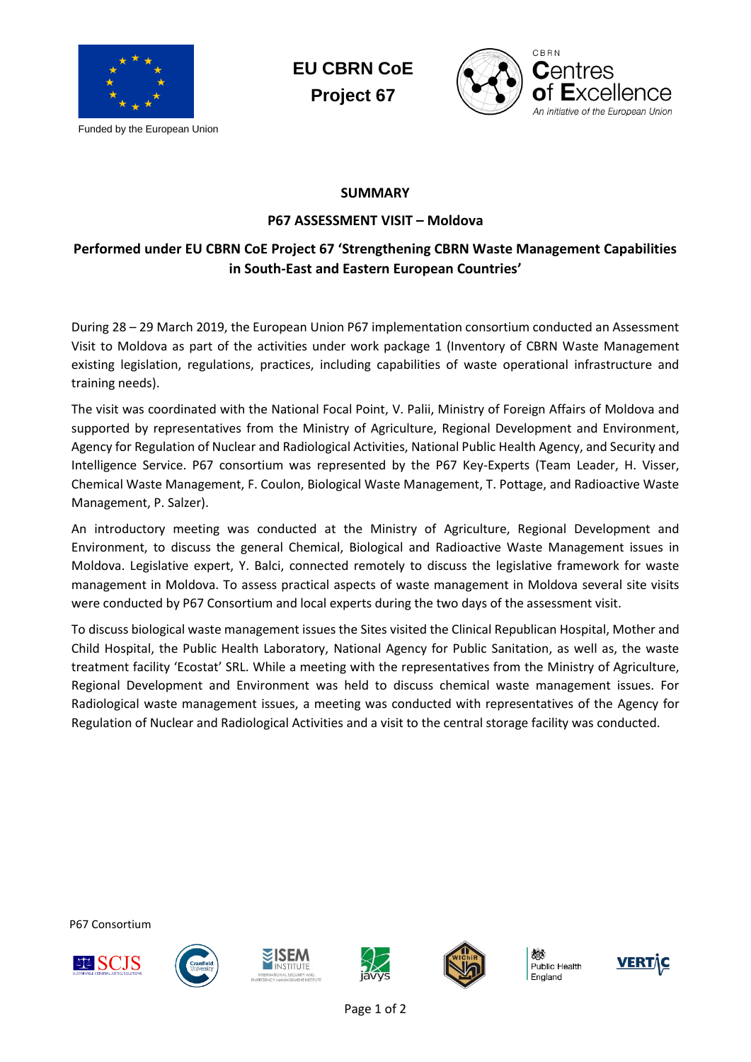Funded by the European Union

**EU CBRN CoE**
**Project 67**

CBRN Centres of Excellence
*An initiative of the European Union*

# SUMMARY

## P67 ASSESSMENT VISIT – Moldova

### Performed under EU CBRN CoE Project 67 'Strengthening CBRN Waste Management Capabilities in South-East and Eastern European Countries'

During 28 – 29 March 2019, the European Union P67 implementation consortium conducted an Assessment Visit to Moldova as part of the activities under work package 1 (Inventory of CBRN Waste Management existing legislation, regulations, practices, including capabilities of waste operational infrastructure and training needs).

The visit was coordinated with the National Focal Point, V. Palii, Ministry of Foreign Affairs of Moldova and supported by representatives from the Ministry of Agriculture, Regional Development and Environment, Agency for Regulation of Nuclear and Radiological Activities, National Public Health Agency, and Security and Intelligence Service. P67 consortium was represented by the P67 Key-Experts (Team Leader, H. Visser, Chemical Waste Management, F. Coulon, Biological Waste Management, T. Pottage, and Radioactive Waste Management, P. Salzer).

An introductory meeting was conducted at the Ministry of Agriculture, Regional Development and Environment, to discuss the general Chemical, Biological and Radioactive Waste Management issues in Moldova. Legislative expert, Y. Balci, connected remotely to discuss the legislative framework for waste management in Moldova. To assess practical aspects of waste management in Moldova several site visits were conducted by P67 Consortium and local experts during the two days of the assessment visit.

To discuss biological waste management issues the Sites visited the Clinical Republican Hospital, Mother and Child Hospital, the Public Health Laboratory, National Agency for Public Sanitation, as well as, the waste treatment facility 'Ecostat' SRL. While a meeting with the representatives from the Ministry of Agriculture, Regional Development and Environment was held to discuss chemical waste management issues. For Radiological waste management issues, a meeting was conducted with representatives of the Agency for Regulation of Nuclear and Radiological Activities and a visit to the central storage facility was conducted.

P67 Consortium

SCJS · Cranfield University · ISEM Institute · javys · WIChiR · Public Health England · VERTIC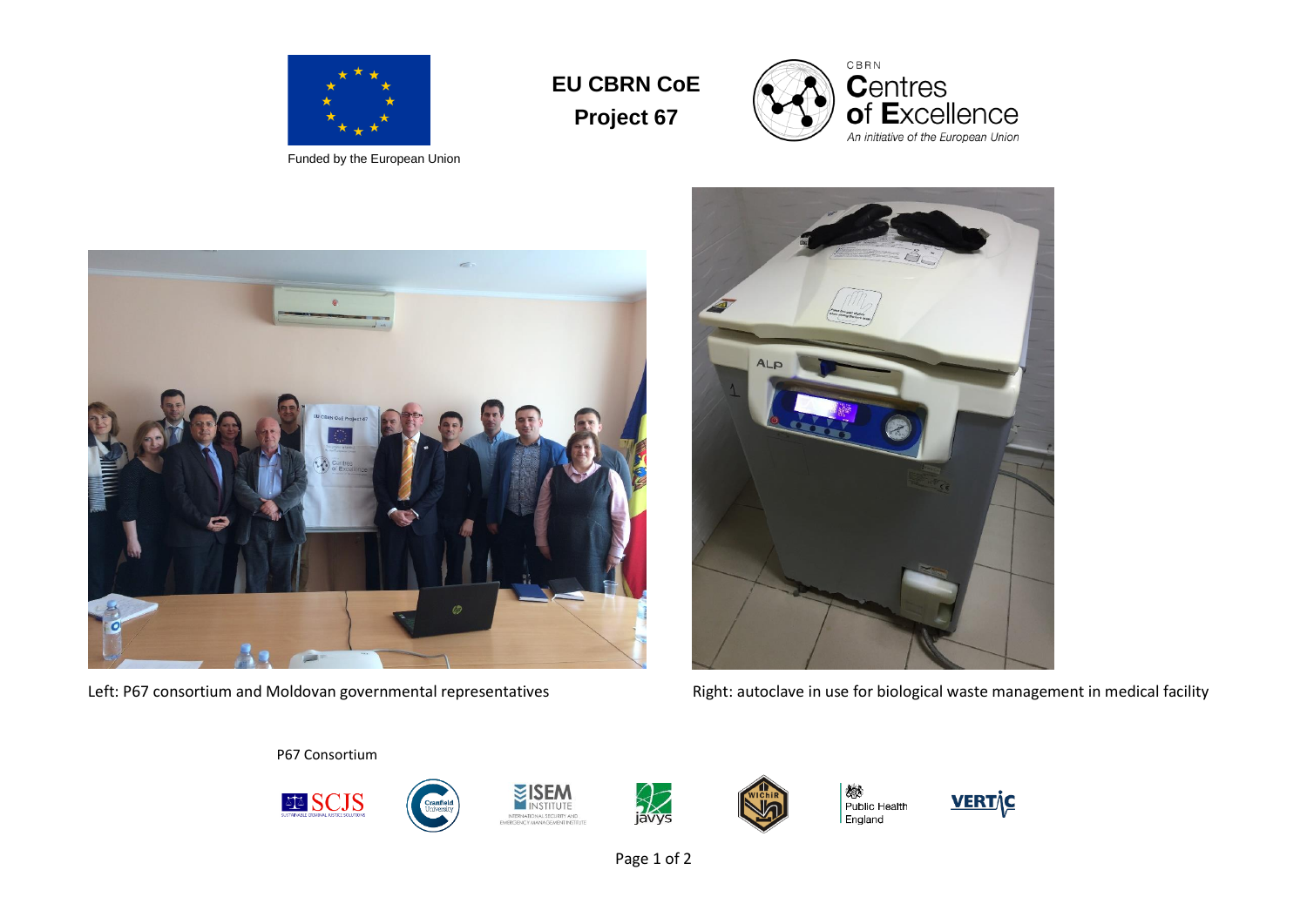Funded by the European Union

**EU CBRN CoE**

**Project 67**

CBRN **C**entres **of E**xcellence

*An initiative of the European Union*

Left: P67 consortium and Moldovan governmental representatives

Right: autoclave in use for biological waste management in medical facility

P67 Consortium